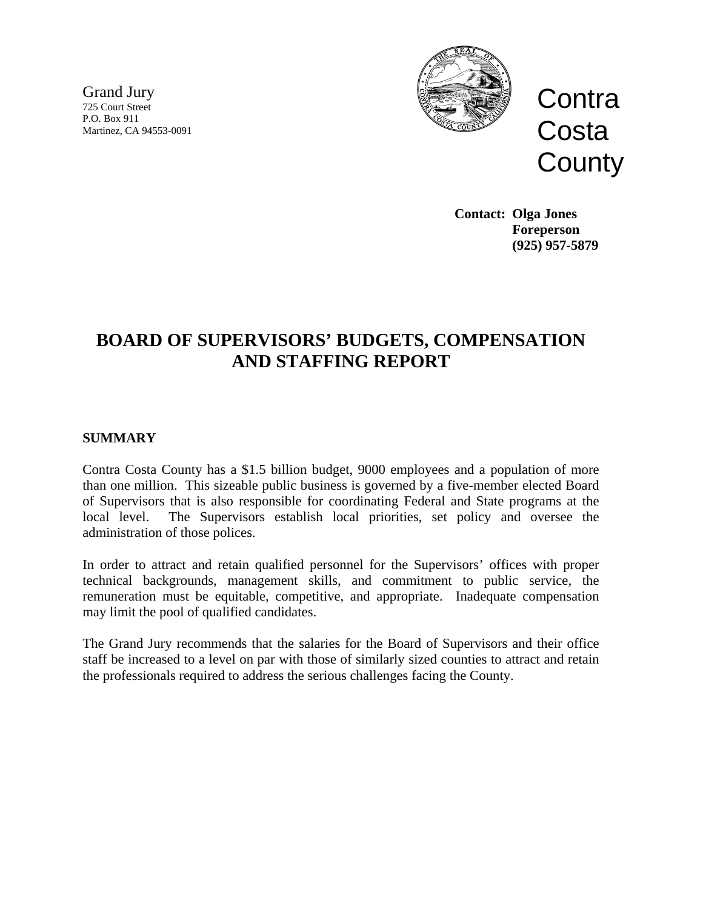Grand Jury
725 Court Street
P.O. Box 911
Martinez, CA 94553-0091

Contra Costa County

**Contact: Olga Jones**
**Foreperson**
**(925) 957-5879**

# BOARD OF SUPERVISORS' BUDGETS, COMPENSATION AND STAFFING REPORT

## SUMMARY

Contra Costa County has a $1.5 billion budget, 9000 employees and a population of more than one million. This sizeable public business is governed by a five-member elected Board of Supervisors that is also responsible for coordinating Federal and State programs at the local level. The Supervisors establish local priorities, set policy and oversee the administration of those polices.

In order to attract and retain qualified personnel for the Supervisors' offices with proper technical backgrounds, management skills, and commitment to public service, the remuneration must be equitable, competitive, and appropriate. Inadequate compensation may limit the pool of qualified candidates.

The Grand Jury recommends that the salaries for the Board of Supervisors and their office staff be increased to a level on par with those of similarly sized counties to attract and retain the professionals required to address the serious challenges facing the County.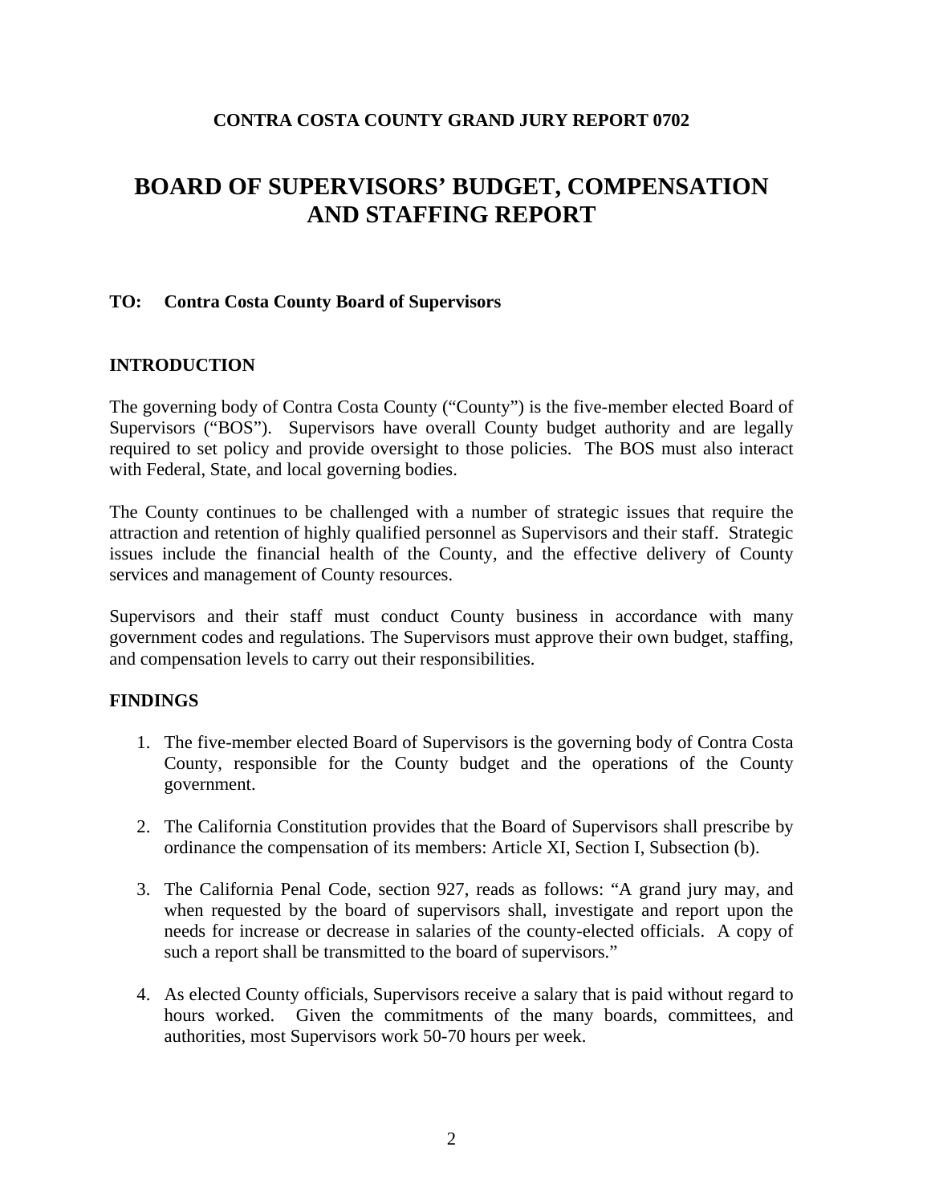**CONTRA COSTA COUNTY GRAND JURY REPORT 0702**

# BOARD OF SUPERVISORS' BUDGET, COMPENSATION AND STAFFING REPORT

**TO: Contra Costa County Board of Supervisors**

## INTRODUCTION

The governing body of Contra Costa County ("County") is the five-member elected Board of Supervisors ("BOS"). Supervisors have overall County budget authority and are legally required to set policy and provide oversight to those policies. The BOS must also interact with Federal, State, and local governing bodies.

The County continues to be challenged with a number of strategic issues that require the attraction and retention of highly qualified personnel as Supervisors and their staff. Strategic issues include the financial health of the County, and the effective delivery of County services and management of County resources.

Supervisors and their staff must conduct County business in accordance with many government codes and regulations. The Supervisors must approve their own budget, staffing, and compensation levels to carry out their responsibilities.

## FINDINGS

1. The five-member elected Board of Supervisors is the governing body of Contra Costa County, responsible for the County budget and the operations of the County government.

2. The California Constitution provides that the Board of Supervisors shall prescribe by ordinance the compensation of its members: Article XI, Section I, Subsection (b).

3. The California Penal Code, section 927, reads as follows: "A grand jury may, and when requested by the board of supervisors shall, investigate and report upon the needs for increase or decrease in salaries of the county-elected officials. A copy of such a report shall be transmitted to the board of supervisors."

4. As elected County officials, Supervisors receive a salary that is paid without regard to hours worked. Given the commitments of the many boards, committees, and authorities, most Supervisors work 50-70 hours per week.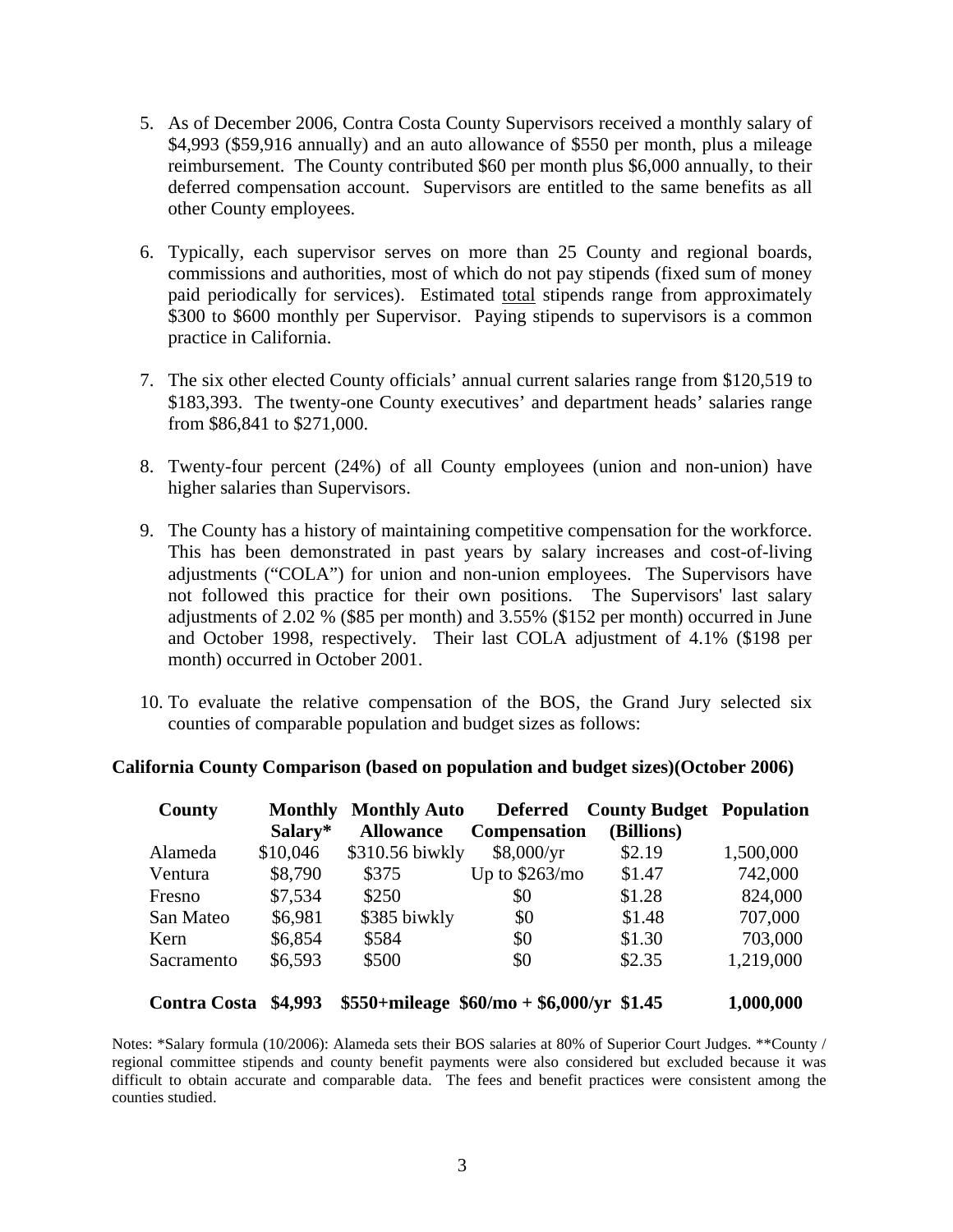5. As of December 2006, Contra Costa County Supervisors received a monthly salary of $4,993 ($59,916 annually) and an auto allowance of $550 per month, plus a mileage reimbursement. The County contributed $60 per month plus $6,000 annually, to their deferred compensation account. Supervisors are entitled to the same benefits as all other County employees.

6. Typically, each supervisor serves on more than 25 County and regional boards, commissions and authorities, most of which do not pay stipends (fixed sum of money paid periodically for services). Estimated total stipends range from approximately $300 to $600 monthly per Supervisor. Paying stipends to supervisors is a common practice in California.

7. The six other elected County officials' annual current salaries range from $120,519 to $183,393. The twenty-one County executives' and department heads' salaries range from $86,841 to $271,000.

8. Twenty-four percent (24%) of all County employees (union and non-union) have higher salaries than Supervisors.

9. The County has a history of maintaining competitive compensation for the workforce. This has been demonstrated in past years by salary increases and cost-of-living adjustments ("COLA") for union and non-union employees. The Supervisors have not followed this practice for their own positions. The Supervisors' last salary adjustments of 2.02 % ($85 per month) and 3.55% ($152 per month) occurred in June and October 1998, respectively. Their last COLA adjustment of 4.1% ($198 per month) occurred in October 2001.

10. To evaluate the relative compensation of the BOS, the Grand Jury selected six counties of comparable population and budget sizes as follows:

**California County Comparison (based on population and budget sizes)(October 2006)**

| County | Monthly Salary* | Monthly Auto Allowance | Deferred Compensation | County Budget (Billions) | Population |
|---|---|---|---|---|---|
| Alameda | $10,046 | $310.56 biwkly | $8,000/yr | $2.19 | 1,500,000 |
| Ventura | $8,790 | $375 | Up to $263/mo | $1.47 | 742,000 |
| Fresno | $7,534 | $250 | $0 | $1.28 | 824,000 |
| San Mateo | $6,981 | $385 biwkly | $0 | $1.48 | 707,000 |
| Kern | $6,854 | $584 | $0 | $1.30 | 703,000 |
| Sacramento | $6,593 | $500 | $0 | $2.35 | 1,219,000 |
| **Contra Costa** | **$4,993** | **$550+mileage** | **$60/mo + $6,000/yr** | **$1.45** | **1,000,000** |

Notes: *Salary formula (10/2006): Alameda sets their BOS salaries at 80% of Superior Court Judges. **County / regional committee stipends and county benefit payments were also considered but excluded because it was difficult to obtain accurate and comparable data. The fees and benefit practices were consistent among the counties studied.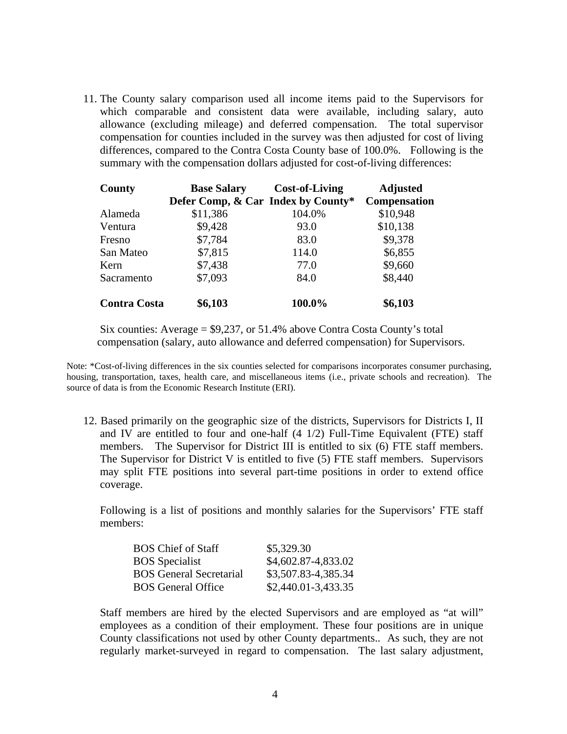11. The County salary comparison used all income items paid to the Supervisors for which comparable and consistent data were available, including salary, auto allowance (excluding mileage) and deferred compensation. The total supervisor compensation for counties included in the survey was then adjusted for cost of living differences, compared to the Contra Costa County base of 100.0%. Following is the summary with the compensation dollars adjusted for cost-of-living differences:

| County | Base Salary Defer Comp, & Car | Cost-of-Living Index by County* | Adjusted Compensation |
|---|---|---|---|
| Alameda | $11,386 | 104.0% | $10,948 |
| Ventura | $9,428 | 93.0 | $10,138 |
| Fresno | $7,784 | 83.0 | $9,378 |
| San Mateo | $7,815 | 114.0 | $6,855 |
| Kern | $7,438 | 77.0 | $9,660 |
| Sacramento | $7,093 | 84.0 | $8,440 |
| **Contra Costa** | **$6,103** | **100.0%** | **$6,103** |

Six counties: Average = $9,237, or 51.4% above Contra Costa County's total compensation (salary, auto allowance and deferred compensation) for Supervisors.

Note: *Cost-of-living differences in the six counties selected for comparisons incorporates consumer purchasing, housing, transportation, taxes, health care, and miscellaneous items (i.e., private schools and recreation). The source of data is from the Economic Research Institute (ERI).

12. Based primarily on the geographic size of the districts, Supervisors for Districts I, II and IV are entitled to four and one-half (4 1/2) Full-Time Equivalent (FTE) staff members. The Supervisor for District III is entitled to six (6) FTE staff members. The Supervisor for District V is entitled to five (5) FTE staff members. Supervisors may split FTE positions into several part-time positions in order to extend office coverage.

    Following is a list of positions and monthly salaries for the Supervisors' FTE staff members:

    | Position | Monthly Salary |
    |---|---|
    | BOS Chief of Staff | $5,329.30 |
    | BOS Specialist | $4,602.87-4,833.02 |
    | BOS General Secretarial | $3,507.83-4,385.34 |
    | BOS General Office | $2,440.01-3,433.35 |

    Staff members are hired by the elected Supervisors and are employed as "at will" employees as a condition of their employment. These four positions are in unique County classifications not used by other County departments.. As such, they are not regularly market-surveyed in regard to compensation. The last salary adjustment,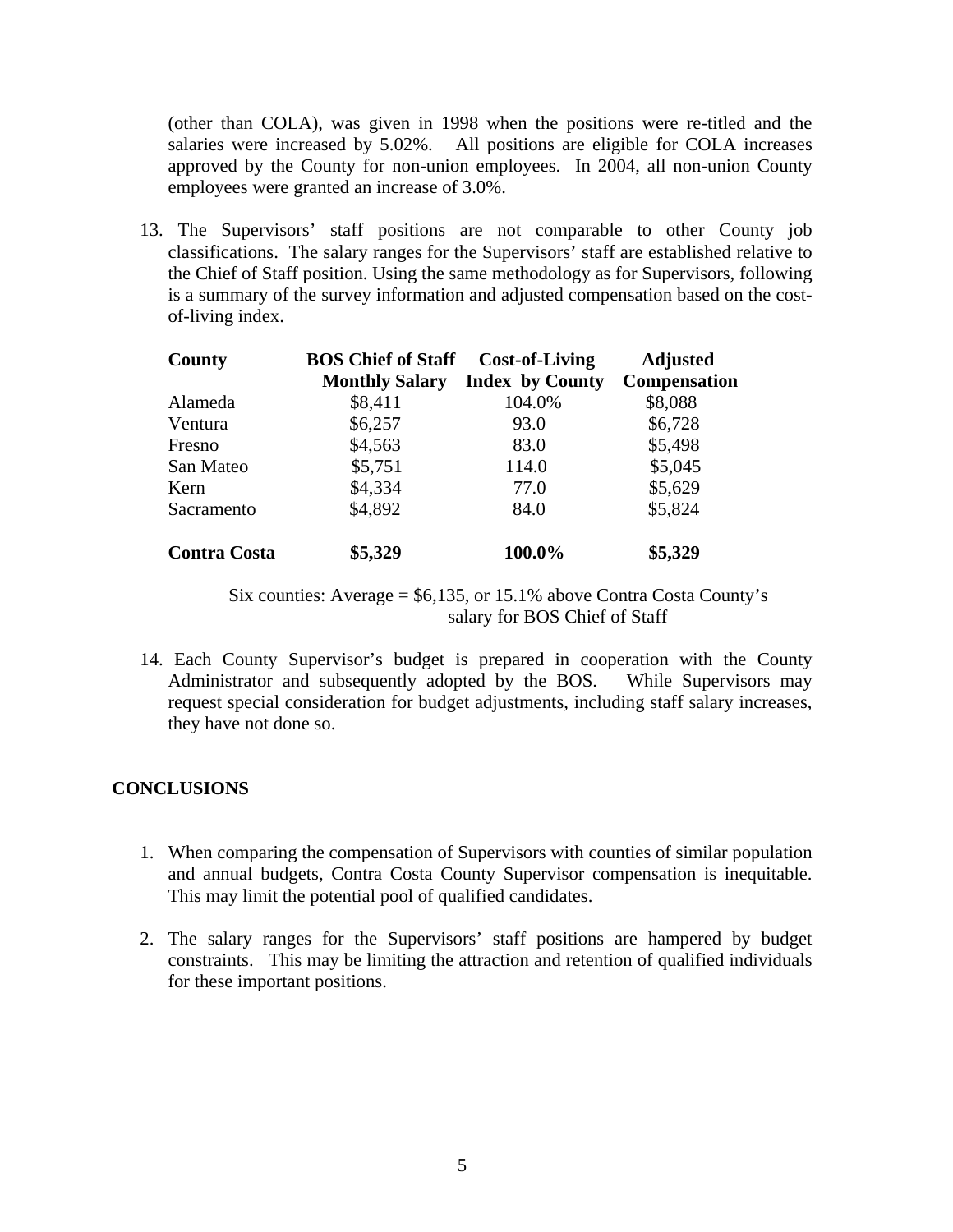(other than COLA), was given in 1998 when the positions were re-titled and the salaries were increased by 5.02%. All positions are eligible for COLA increases approved by the County for non-union employees. In 2004, all non-union County employees were granted an increase of 3.0%.

13. The Supervisors' staff positions are not comparable to other County job classifications. The salary ranges for the Supervisors' staff are established relative to the Chief of Staff position. Using the same methodology as for Supervisors, following is a summary of the survey information and adjusted compensation based on the cost-of-living index.

| County | BOS Chief of Staff Monthly Salary | Cost-of-Living Index by County | Adjusted Compensation |
|---|---|---|---|
| Alameda | $8,411 | 104.0% | $8,088 |
| Ventura | $6,257 | 93.0 | $6,728 |
| Fresno | $4,563 | 83.0 | $5,498 |
| San Mateo | $5,751 | 114.0 | $5,045 |
| Kern | $4,334 | 77.0 | $5,629 |
| Sacramento | $4,892 | 84.0 | $5,824 |
| **Contra Costa** | **$5,329** | **100.0%** | **$5,329** |

Six counties: Average = $6,135, or 15.1% above Contra Costa County's salary for BOS Chief of Staff

14. Each County Supervisor's budget is prepared in cooperation with the County Administrator and subsequently adopted by the BOS. While Supervisors may request special consideration for budget adjustments, including staff salary increases, they have not done so.

## CONCLUSIONS

1. When comparing the compensation of Supervisors with counties of similar population and annual budgets, Contra Costa County Supervisor compensation is inequitable. This may limit the potential pool of qualified candidates.

2. The salary ranges for the Supervisors' staff positions are hampered by budget constraints. This may be limiting the attraction and retention of qualified individuals for these important positions.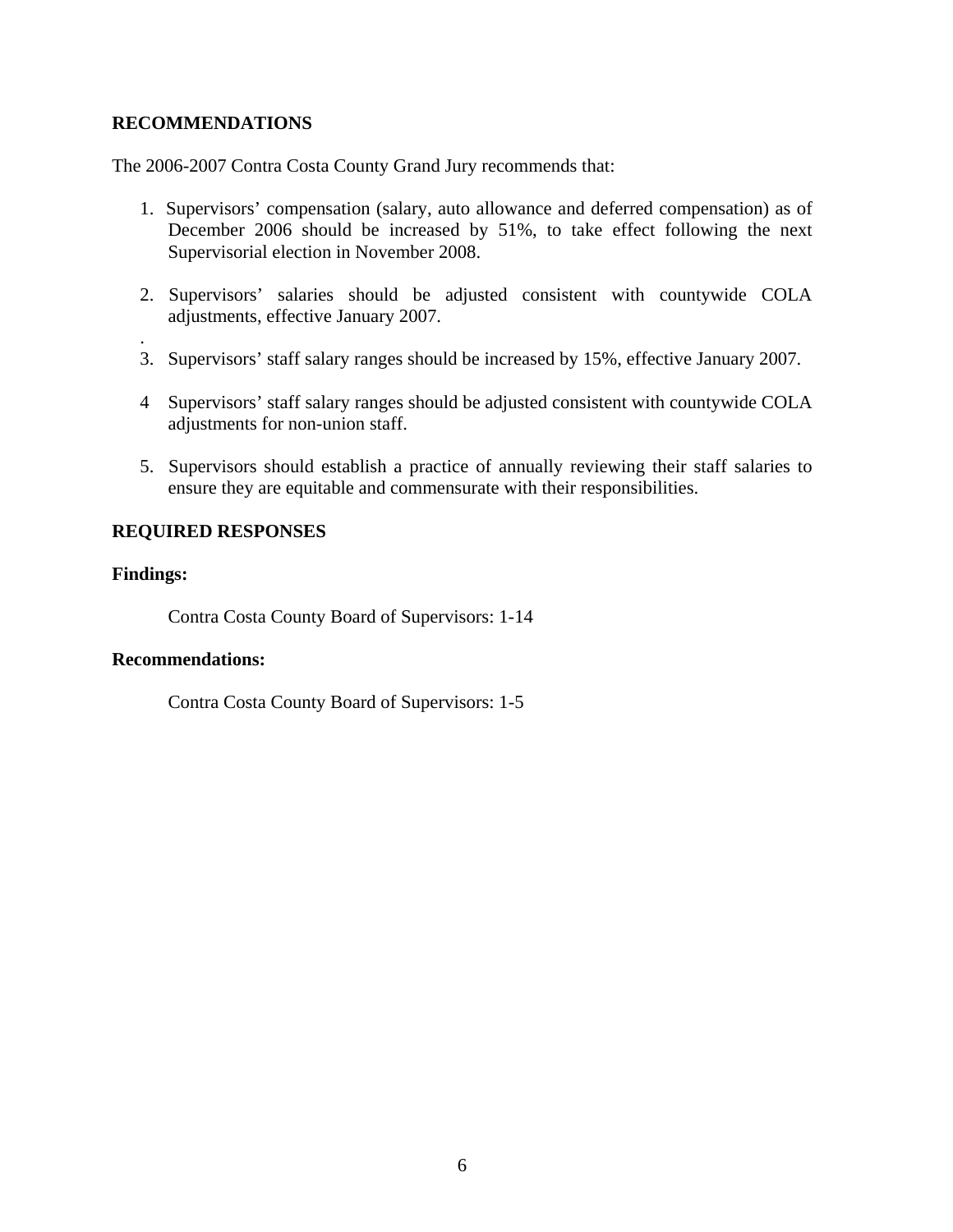## RECOMMENDATIONS

The 2006-2007 Contra Costa County Grand Jury recommends that:

1. Supervisors' compensation (salary, auto allowance and deferred compensation) as of December 2006 should be increased by 51%, to take effect following the next Supervisorial election in November 2008.

2. Supervisors' salaries should be adjusted consistent with countywide COLA adjustments, effective January 2007.

3. Supervisors' staff salary ranges should be increased by 15%, effective January 2007.

4. Supervisors' staff salary ranges should be adjusted consistent with countywide COLA adjustments for non-union staff.

5. Supervisors should establish a practice of annually reviewing their staff salaries to ensure they are equitable and commensurate with their responsibilities.

## REQUIRED RESPONSES

**Findings:**

Contra Costa County Board of Supervisors: 1-14

**Recommendations:**

Contra Costa County Board of Supervisors: 1-5